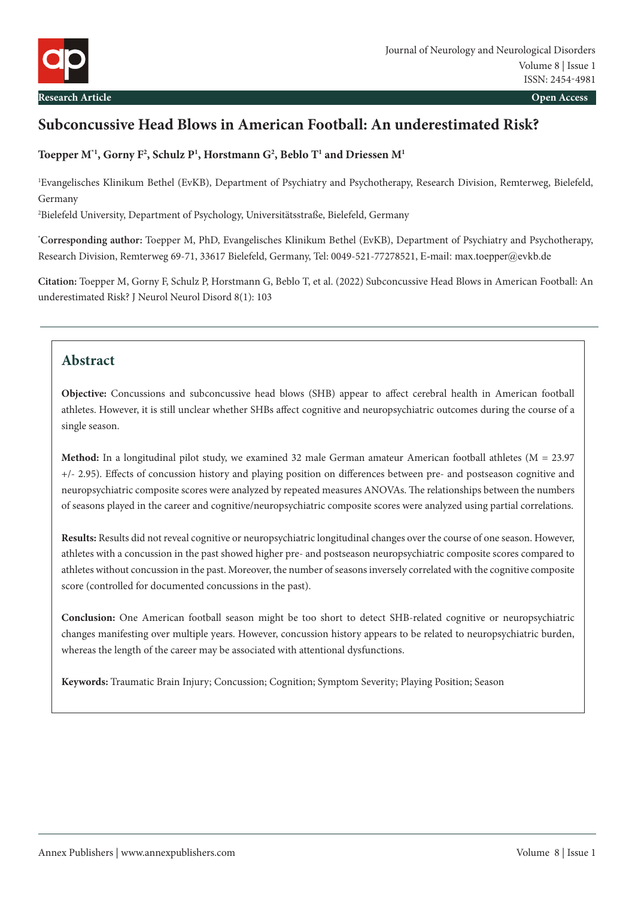Research Article

Open Access

# Subconcussive Head Blows in American Football: An underestimated Risk?

**Toepper M*[1], Gorny F[2], Schulz P[1], Horstmann G[2], Beblo T[1] and Driessen M[1]**

[1]Evangelisches Klinikum Bethel (EvKB), Department of Psychiatry and Psychotherapy, Research Division, Remterweg, Bielefeld, Germany

[2]Bielefeld University, Department of Psychology, Universitätsstraße, Bielefeld, Germany

***Corresponding author:** Toepper M, PhD, Evangelisches Klinikum Bethel (EvKB), Department of Psychiatry and Psychotherapy, Research Division, Remterweg 69-71, 33617 Bielefeld, Germany, Tel: 0049-521-77278521, E-mail: max.toepper@evkb.de

**Citation:** Toepper M, Gorny F, Schulz P, Horstmann G, Beblo T, et al. (2022) Subconcussive Head Blows in American Football: An underestimated Risk? J Neurol Neurol Disord 8(1): 103

## Abstract

**Objective:** Concussions and subconcussive head blows (SHB) appear to affect cerebral health in American football athletes. However, it is still unclear whether SHBs affect cognitive and neuropsychiatric outcomes during the course of a single season.

**Method:** In a longitudinal pilot study, we examined 32 male German amateur American football athletes (M = 23.97 +/- 2.95). Effects of concussion history and playing position on differences between pre- and postseason cognitive and neuropsychiatric composite scores were analyzed by repeated measures ANOVAs. The relationships between the numbers of seasons played in the career and cognitive/neuropsychiatric composite scores were analyzed using partial correlations.

**Results:** Results did not reveal cognitive or neuropsychiatric longitudinal changes over the course of one season. However, athletes with a concussion in the past showed higher pre- and postseason neuropsychiatric composite scores compared to athletes without concussion in the past. Moreover, the number of seasons inversely correlated with the cognitive composite score (controlled for documented concussions in the past).

**Conclusion:** One American football season might be too short to detect SHB-related cognitive or neuropsychiatric changes manifesting over multiple years. However, concussion history appears to be related to neuropsychiatric burden, whereas the length of the career may be associated with attentional dysfunctions.

**Keywords:** Traumatic Brain Injury; Concussion; Cognition; Symptom Severity; Playing Position; Season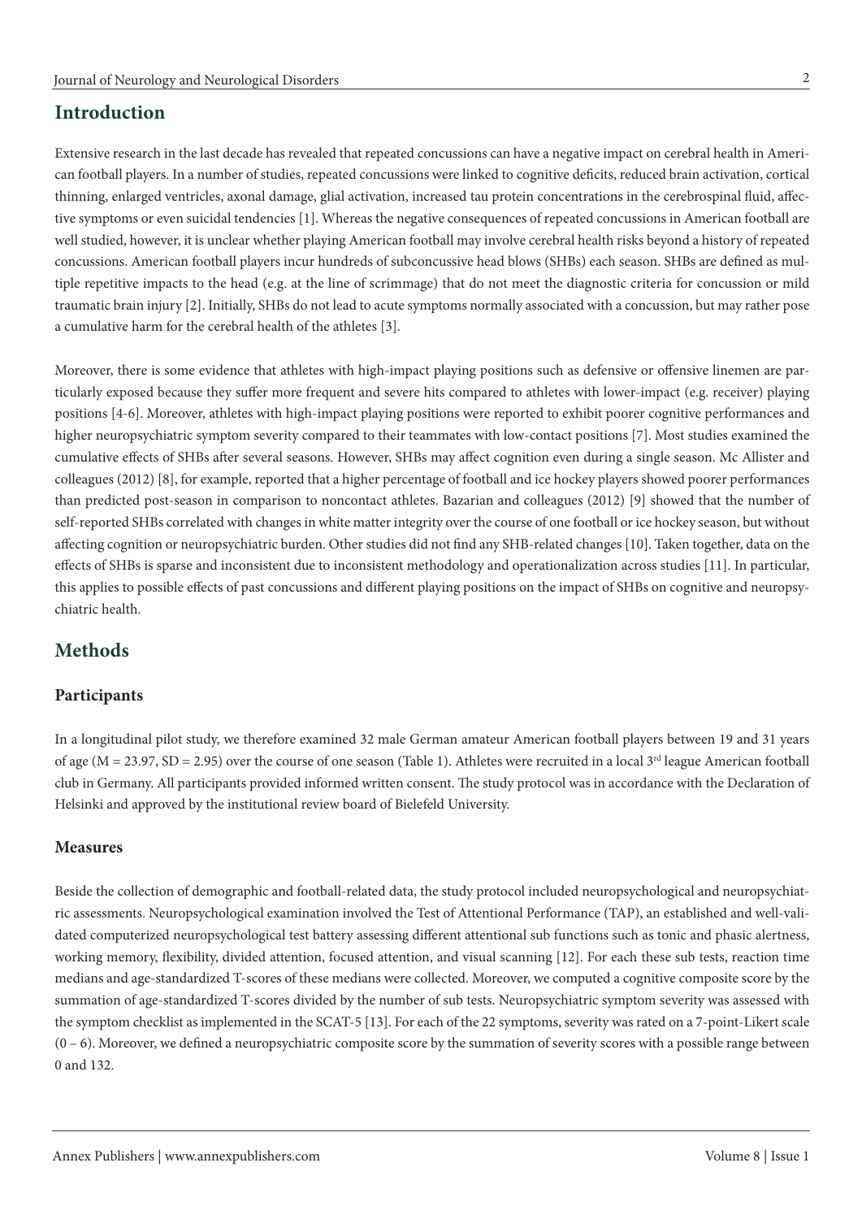## Introduction

Extensive research in the last decade has revealed that repeated concussions can have a negative impact on cerebral health in American football players. In a number of studies, repeated concussions were linked to cognitive deficits, reduced brain activation, cortical thinning, enlarged ventricles, axonal damage, glial activation, increased tau protein concentrations in the cerebrospinal fluid, affective symptoms or even suicidal tendencies [1]. Whereas the negative consequences of repeated concussions in American football are well studied, however, it is unclear whether playing American football may involve cerebral health risks beyond a history of repeated concussions. American football players incur hundreds of subconcussive head blows (SHBs) each season. SHBs are defined as multiple repetitive impacts to the head (e.g. at the line of scrimmage) that do not meet the diagnostic criteria for concussion or mild traumatic brain injury [2]. Initially, SHBs do not lead to acute symptoms normally associated with a concussion, but may rather pose a cumulative harm for the cerebral health of the athletes [3].

Moreover, there is some evidence that athletes with high-impact playing positions such as defensive or offensive linemen are particularly exposed because they suffer more frequent and severe hits compared to athletes with lower-impact (e.g. receiver) playing positions [4-6]. Moreover, athletes with high-impact playing positions were reported to exhibit poorer cognitive performances and higher neuropsychiatric symptom severity compared to their teammates with low-contact positions [7]. Most studies examined the cumulative effects of SHBs after several seasons. However, SHBs may affect cognition even during a single season. Mc Allister and colleagues (2012) [8], for example, reported that a higher percentage of football and ice hockey players showed poorer performances than predicted post-season in comparison to noncontact athletes. Bazarian and colleagues (2012) [9] showed that the number of self-reported SHBs correlated with changes in white matter integrity over the course of one football or ice hockey season, but without affecting cognition or neuropsychiatric burden. Other studies did not find any SHB-related changes [10]. Taken together, data on the effects of SHBs is sparse and inconsistent due to inconsistent methodology and operationalization across studies [11]. In particular, this applies to possible effects of past concussions and different playing positions on the impact of SHBs on cognitive and neuropsychiatric health.

## Methods

### Participants

In a longitudinal pilot study, we therefore examined 32 male German amateur American football players between 19 and 31 years of age ($M = 23.97$, $SD = 2.95$) over the course of one season (Table 1). Athletes were recruited in a local 3rd league American football club in Germany. All participants provided informed written consent. The study protocol was in accordance with the Declaration of Helsinki and approved by the institutional review board of Bielefeld University.

### Measures

Beside the collection of demographic and football-related data, the study protocol included neuropsychological and neuropsychiatric assessments. Neuropsychological examination involved the Test of Attentional Performance (TAP), an established and well-validated computerized neuropsychological test battery assessing different attentional sub functions such as tonic and phasic alertness, working memory, flexibility, divided attention, focused attention, and visual scanning [12]. For each these sub tests, reaction time medians and age-standardized T-scores of these medians were collected. Moreover, we computed a cognitive composite score by the summation of age-standardized T-scores divided by the number of sub tests. Neuropsychiatric symptom severity was assessed with the symptom checklist as implemented in the SCAT-5 [13]. For each of the 22 symptoms, severity was rated on a 7-point-Likert scale (0 – 6). Moreover, we defined a neuropsychiatric composite score by the summation of severity scores with a possible range between 0 and 132.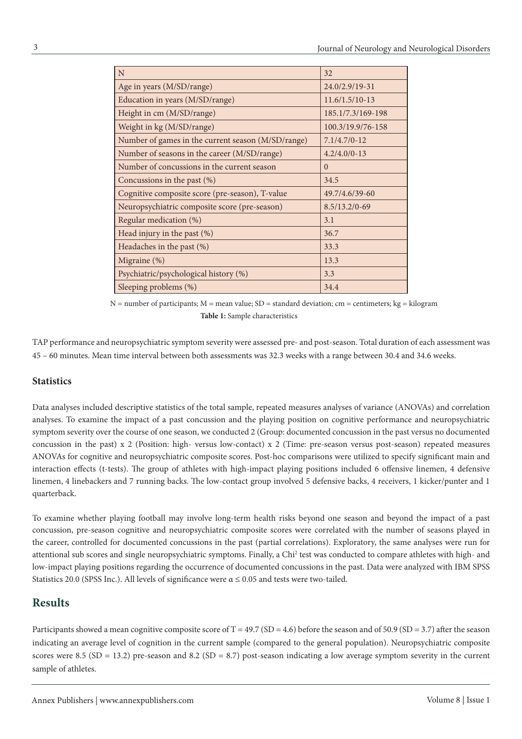| N | 32 |
|---|---|
| Age in years (M/SD/range) | 24.0/2.9/19-31 |
| Education in years (M/SD/range) | 11.6/1.5/10-13 |
| Height in cm (M/SD/range) | 185.1/7.3/169-198 |
| Weight in kg (M/SD/range) | 100.3/19.9/76-158 |
| Number of games in the current season (M/SD/range) | 7.1/4.7/0-12 |
| Number of seasons in the career (M/SD/range) | 4.2/4.0/0-13 |
| Number of concussions in the current season | 0 |
| Concussions in the past (%) | 34.5 |
| Cognitive composite score (pre-season), T-value | 49.7/4.6/39-60 |
| Neuropsychiatric composite score (pre-season) | 8.5/13.2/0-69 |
| Regular medication (%) | 3.1 |
| Head injury in the past (%) | 36.7 |
| Headaches in the past (%) | 33.3 |
| Migraine (%) | 13.3 |
| Psychiatric/psychological history (%) | 3.3 |
| Sleeping problems (%) | 34.4 |

N = number of participants; M = mean value; SD = standard deviation; cm = centimeters; kg = kilogram

**Table 1:** Sample characteristics

TAP performance and neuropsychiatric symptom severity were assessed pre- and post-season. Total duration of each assessment was 45 – 60 minutes. Mean time interval between both assessments was 32.3 weeks with a range between 30.4 and 34.6 weeks.

### Statistics

Data analyses included descriptive statistics of the total sample, repeated measures analyses of variance (ANOVAs) and correlation analyses. To examine the impact of a past concussion and the playing position on cognitive performance and neuropsychiatric symptom severity over the course of one season, we conducted 2 (Group: documented concussion in the past versus no documented concussion in the past) x 2 (Position: high- versus low-contact) x 2 (Time: pre-season versus post-season) repeated measures ANOVAs for cognitive and neuropsychiatric composite scores. Post-hoc comparisons were utilized to specify significant main and interaction effects (t-tests). The group of athletes with high-impact playing positions included 6 offensive linemen, 4 defensive linemen, 4 linebackers and 7 running backs. The low-contact group involved 5 defensive backs, 4 receivers, 1 kicker/punter and 1 quarterback.

To examine whether playing football may involve long-term health risks beyond one season and beyond the impact of a past concussion, pre-season cognitive and neuropsychiatric composite scores were correlated with the number of seasons played in the career, controlled for documented concussions in the past (partial correlations). Exploratory, the same analyses were run for attentional sub scores and single neuropsychiatric symptoms. Finally, a $Chi^2$ test was conducted to compare athletes with high- and low-impact playing positions regarding the occurrence of documented concussions in the past. Data were analyzed with IBM SPSS Statistics 20.0 (SPSS Inc.). All levels of significance were $\alpha \leq 0.05$ and tests were two-tailed.

## Results

Participants showed a mean cognitive composite score of T = 49.7 (SD = 4.6) before the season and of 50.9 (SD = 3.7) after the season indicating an average level of cognition in the current sample (compared to the general population). Neuropsychiatric composite scores were 8.5 (SD = 13.2) pre-season and 8.2 (SD = 8.7) post-season indicating a low average symptom severity in the current sample of athletes.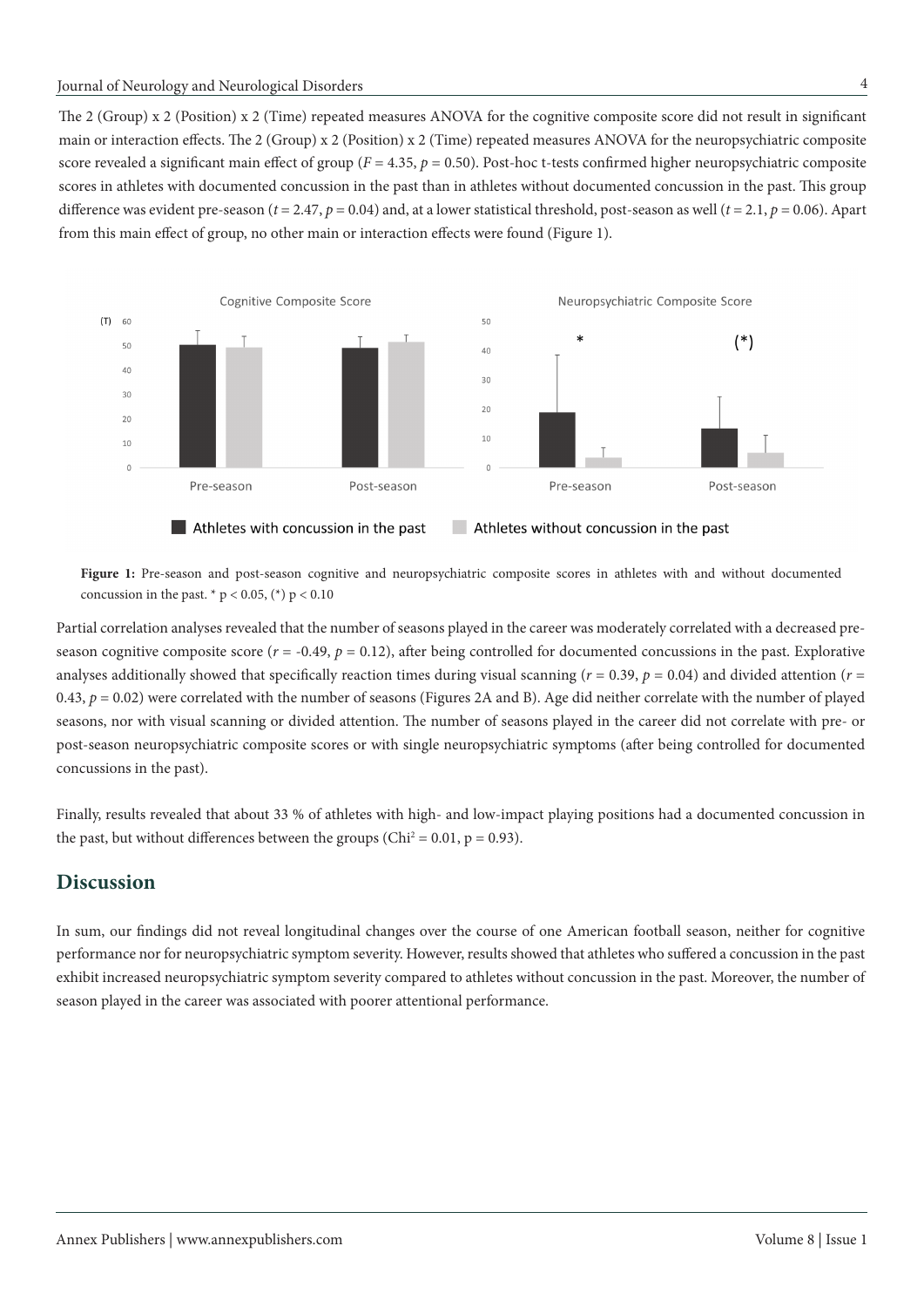The 2 (Group) x 2 (Position) x 2 (Time) repeated measures ANOVA for the cognitive composite score did not result in significant main or interaction effects. The 2 (Group) x 2 (Position) x 2 (Time) repeated measures ANOVA for the neuropsychiatric composite score revealed a significant main effect of group ($F = 4.35$, $p = 0.50$). Post-hoc t-tests confirmed higher neuropsychiatric composite scores in athletes with documented concussion in the past than in athletes without documented concussion in the past. This group difference was evident pre-season ($t = 2.47$, $p = 0.04$) and, at a lower statistical threshold, post-season as well ($t = 2.1$, $p = 0.06$). Apart from this main effect of group, no other main or interaction effects were found (Figure 1).

**Figure 1:** Pre-season and post-season cognitive and neuropsychiatric composite scores in athletes with and without documented concussion in the past. * $p < 0.05$, (*) $p < 0.10$

Partial correlation analyses revealed that the number of seasons played in the career was moderately correlated with a decreased pre-season cognitive composite score ($r = -0.49$, $p = 0.12$), after being controlled for documented concussions in the past. Explorative analyses additionally showed that specifically reaction times during visual scanning ($r = 0.39$, $p = 0.04$) and divided attention ($r = 0.43$, $p = 0.02$) were correlated with the number of seasons (Figures 2A and B). Age did neither correlate with the number of played seasons, nor with visual scanning or divided attention. The number of seasons played in the career did not correlate with pre- or post-season neuropsychiatric composite scores or with single neuropsychiatric symptoms (after being controlled for documented concussions in the past).

Finally, results revealed that about 33 % of athletes with high- and low-impact playing positions had a documented concussion in the past, but without differences between the groups ($Chi^2 = 0.01$, $p = 0.93$).

## Discussion

In sum, our findings did not reveal longitudinal changes over the course of one American football season, neither for cognitive performance nor for neuropsychiatric symptom severity. However, results showed that athletes who suffered a concussion in the past exhibit increased neuropsychiatric symptom severity compared to athletes without concussion in the past. Moreover, the number of season played in the career was associated with poorer attentional performance.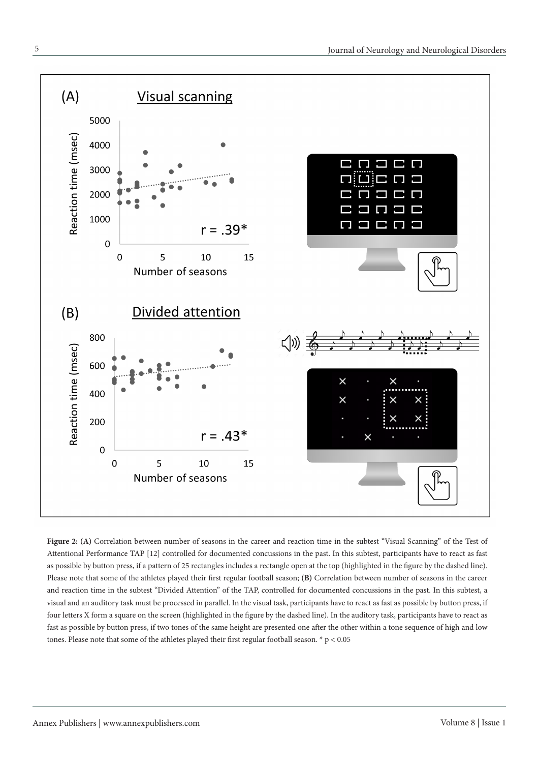**Figure 2: (A)** Correlation between number of seasons in the career and reaction time in the subtest "Visual Scanning" of the Test of Attentional Performance TAP [12] controlled for documented concussions in the past. In this subtest, participants have to react as fast as possible by button press, if a pattern of 25 rectangles includes a rectangle open at the top (highlighted in the figure by the dashed line). Please note that some of the athletes played their first regular football season; **(B)** Correlation between number of seasons in the career and reaction time in the subtest "Divided Attention" of the TAP, controlled for documented concussions in the past. In this subtest, a visual and an auditory task must be processed in parallel. In the visual task, participants have to react as fast as possible by button press, if four letters X form a square on the screen (highlighted in the figure by the dashed line). In the auditory task, participants have to react as fast as possible by button press, if two tones of the same height are presented one after the other within a tone sequence of high and low tones. Please note that some of the athletes played their first regular football season. * $p < 0.05$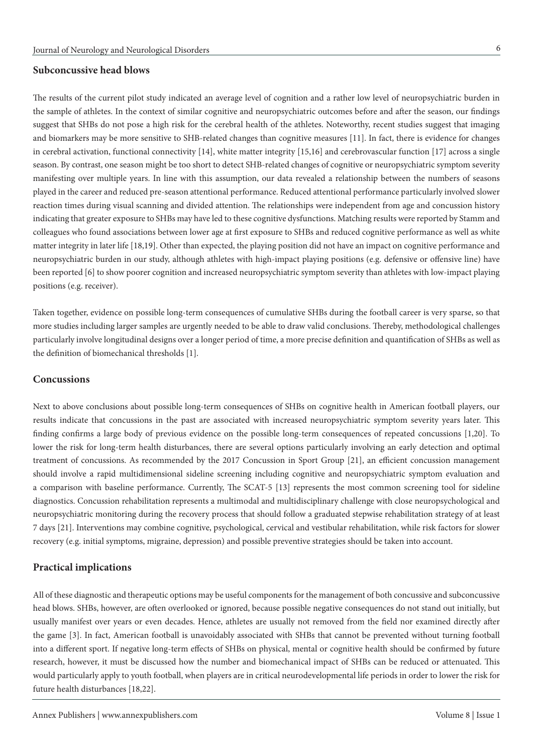## Subconcussive head blows

The results of the current pilot study indicated an average level of cognition and a rather low level of neuropsychiatric burden in the sample of athletes. In the context of similar cognitive and neuropsychiatric outcomes before and after the season, our findings suggest that SHBs do not pose a high risk for the cerebral health of the athletes. Noteworthy, recent studies suggest that imaging and biomarkers may be more sensitive to SHB-related changes than cognitive measures [11]. In fact, there is evidence for changes in cerebral activation, functional connectivity [14], white matter integrity [15,16] and cerebrovascular function [17] across a single season. By contrast, one season might be too short to detect SHB-related changes of cognitive or neuropsychiatric symptom severity manifesting over multiple years. In line with this assumption, our data revealed a relationship between the numbers of seasons played in the career and reduced pre-season attentional performance. Reduced attentional performance particularly involved slower reaction times during visual scanning and divided attention. The relationships were independent from age and concussion history indicating that greater exposure to SHBs may have led to these cognitive dysfunctions. Matching results were reported by Stamm and colleagues who found associations between lower age at first exposure to SHBs and reduced cognitive performance as well as white matter integrity in later life [18,19]. Other than expected, the playing position did not have an impact on cognitive performance and neuropsychiatric burden in our study, although athletes with high-impact playing positions (e.g. defensive or offensive line) have been reported [6] to show poorer cognition and increased neuropsychiatric symptom severity than athletes with low-impact playing positions (e.g. receiver).

Taken together, evidence on possible long-term consequences of cumulative SHBs during the football career is very sparse, so that more studies including larger samples are urgently needed to be able to draw valid conclusions. Thereby, methodological challenges particularly involve longitudinal designs over a longer period of time, a more precise definition and quantification of SHBs as well as the definition of biomechanical thresholds [1].

## Concussions

Next to above conclusions about possible long-term consequences of SHBs on cognitive health in American football players, our results indicate that concussions in the past are associated with increased neuropsychiatric symptom severity years later. This finding confirms a large body of previous evidence on the possible long-term consequences of repeated concussions [1,20]. To lower the risk for long-term health disturbances, there are several options particularly involving an early detection and optimal treatment of concussions. As recommended by the 2017 Concussion in Sport Group [21], an efficient concussion management should involve a rapid multidimensional sideline screening including cognitive and neuropsychiatric symptom evaluation and a comparison with baseline performance. Currently, The SCAT-5 [13] represents the most common screening tool for sideline diagnostics. Concussion rehabilitation represents a multimodal and multidisciplinary challenge with close neuropsychological and neuropsychiatric monitoring during the recovery process that should follow a graduated stepwise rehabilitation strategy of at least 7 days [21]. Interventions may combine cognitive, psychological, cervical and vestibular rehabilitation, while risk factors for slower recovery (e.g. initial symptoms, migraine, depression) and possible preventive strategies should be taken into account.

## Practical implications

All of these diagnostic and therapeutic options may be useful components for the management of both concussive and subconcussive head blows. SHBs, however, are often overlooked or ignored, because possible negative consequences do not stand out initially, but usually manifest over years or even decades. Hence, athletes are usually not removed from the field nor examined directly after the game [3]. In fact, American football is unavoidably associated with SHBs that cannot be prevented without turning football into a different sport. If negative long-term effects of SHBs on physical, mental or cognitive health should be confirmed by future research, however, it must be discussed how the number and biomechanical impact of SHBs can be reduced or attenuated. This would particularly apply to youth football, when players are in critical neurodevelopmental life periods in order to lower the risk for future health disturbances [18,22].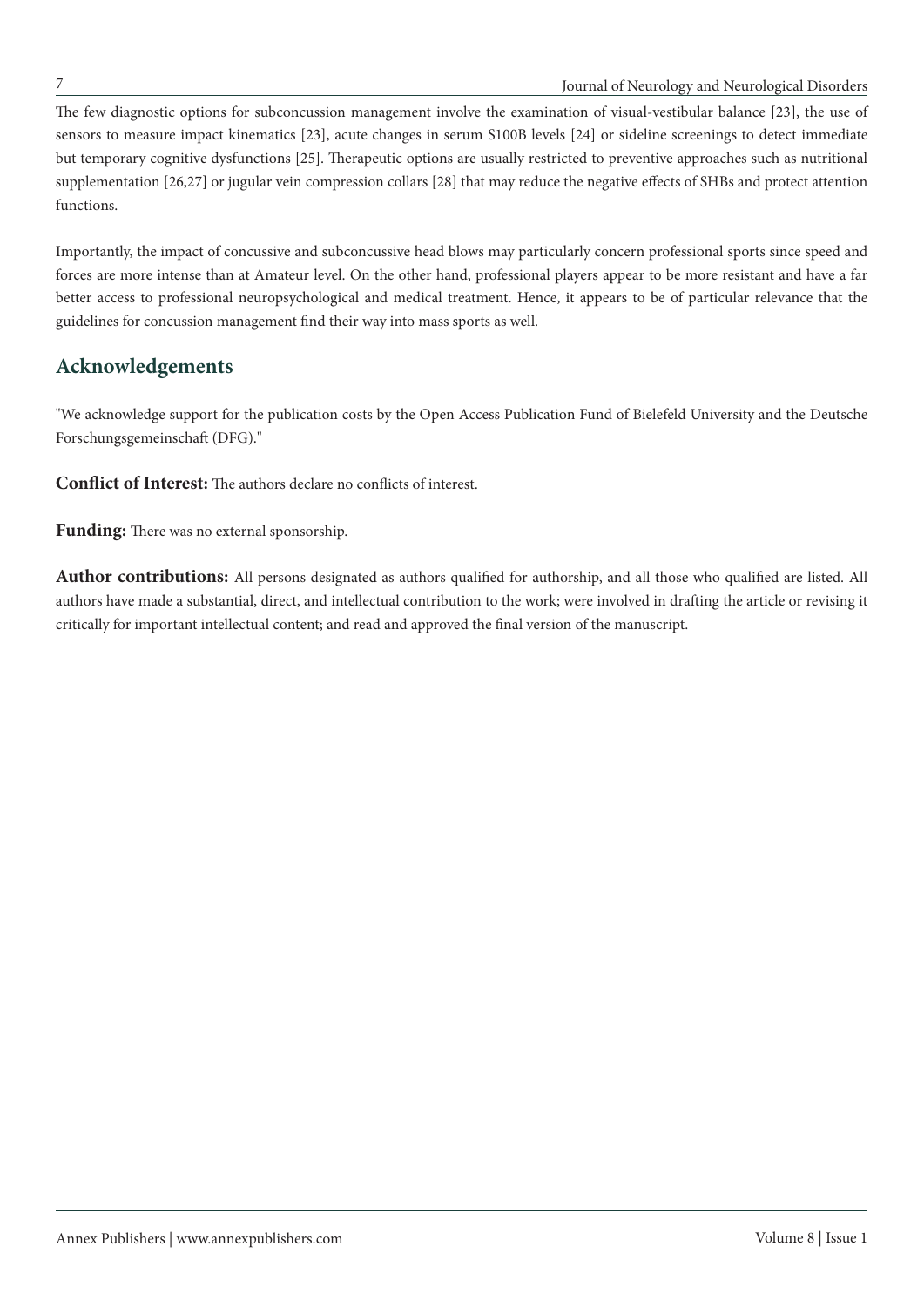The few diagnostic options for subconcussion management involve the examination of visual-vestibular balance [23], the use of sensors to measure impact kinematics [23], acute changes in serum S100B levels [24] or sideline screenings to detect immediate but temporary cognitive dysfunctions [25]. Therapeutic options are usually restricted to preventive approaches such as nutritional supplementation [26,27] or jugular vein compression collars [28] that may reduce the negative effects of SHBs and protect attention functions.

Importantly, the impact of concussive and subconcussive head blows may particularly concern professional sports since speed and forces are more intense than at Amateur level. On the other hand, professional players appear to be more resistant and have a far better access to professional neuropsychological and medical treatment. Hence, it appears to be of particular relevance that the guidelines for concussion management find their way into mass sports as well.

## Acknowledgements

"We acknowledge support for the publication costs by the Open Access Publication Fund of Bielefeld University and the Deutsche Forschungsgemeinschaft (DFG)."

**Conflict of Interest:** The authors declare no conflicts of interest.

**Funding:** There was no external sponsorship.

**Author contributions:** All persons designated as authors qualified for authorship, and all those who qualified are listed. All authors have made a substantial, direct, and intellectual contribution to the work; were involved in drafting the article or revising it critically for important intellectual content; and read and approved the final version of the manuscript.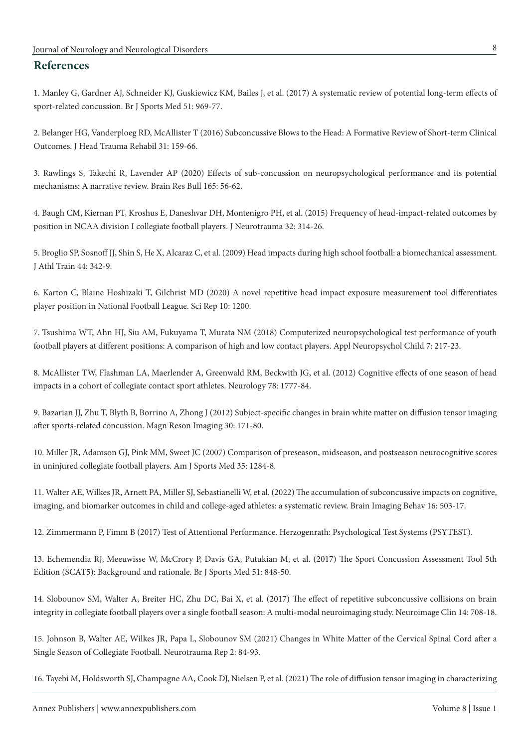## References

1. Manley G, Gardner AJ, Schneider KJ, Guskiewicz KM, Bailes J, et al. (2017) A systematic review of potential long-term effects of sport-related concussion. Br J Sports Med 51: 969-77.

2. Belanger HG, Vanderploeg RD, McAllister T (2016) Subconcussive Blows to the Head: A Formative Review of Short-term Clinical Outcomes. J Head Trauma Rehabil 31: 159-66.

3. Rawlings S, Takechi R, Lavender AP (2020) Effects of sub-concussion on neuropsychological performance and its potential mechanisms: A narrative review. Brain Res Bull 165: 56-62.

4. Baugh CM, Kiernan PT, Kroshus E, Daneshvar DH, Montenigro PH, et al. (2015) Frequency of head-impact-related outcomes by position in NCAA division I collegiate football players. J Neurotrauma 32: 314-26.

5. Broglio SP, Sosnoff JJ, Shin S, He X, Alcaraz C, et al. (2009) Head impacts during high school football: a biomechanical assessment. J Athl Train 44: 342-9.

6. Karton C, Blaine Hoshizaki T, Gilchrist MD (2020) A novel repetitive head impact exposure measurement tool differentiates player position in National Football League. Sci Rep 10: 1200.

7. Tsushima WT, Ahn HJ, Siu AM, Fukuyama T, Murata NM (2018) Computerized neuropsychological test performance of youth football players at different positions: A comparison of high and low contact players. Appl Neuropsychol Child 7: 217-23.

8. McAllister TW, Flashman LA, Maerlender A, Greenwald RM, Beckwith JG, et al. (2012) Cognitive effects of one season of head impacts in a cohort of collegiate contact sport athletes. Neurology 78: 1777-84.

9. Bazarian JJ, Zhu T, Blyth B, Borrino A, Zhong J (2012) Subject-specific changes in brain white matter on diffusion tensor imaging after sports-related concussion. Magn Reson Imaging 30: 171-80.

10. Miller JR, Adamson GJ, Pink MM, Sweet JC (2007) Comparison of preseason, midseason, and postseason neurocognitive scores in uninjured collegiate football players. Am J Sports Med 35: 1284-8.

11. Walter AE, Wilkes JR, Arnett PA, Miller SJ, Sebastianelli W, et al. (2022) The accumulation of subconcussive impacts on cognitive, imaging, and biomarker outcomes in child and college-aged athletes: a systematic review. Brain Imaging Behav 16: 503-17.

12. Zimmermann P, Fimm B (2017) Test of Attentional Performance. Herzogenrath: Psychological Test Systems (PSYTEST).

13. Echemendia RJ, Meeuwisse W, McCrory P, Davis GA, Putukian M, et al. (2017) The Sport Concussion Assessment Tool 5th Edition (SCAT5): Background and rationale. Br J Sports Med 51: 848-50.

14. Slobounov SM, Walter A, Breiter HC, Zhu DC, Bai X, et al. (2017) The effect of repetitive subconcussive collisions on brain integrity in collegiate football players over a single football season: A multi-modal neuroimaging study. Neuroimage Clin 14: 708-18.

15. Johnson B, Walter AE, Wilkes JR, Papa L, Slobounov SM (2021) Changes in White Matter of the Cervical Spinal Cord after a Single Season of Collegiate Football. Neurotrauma Rep 2: 84-93.

16. Tayebi M, Holdsworth SJ, Champagne AA, Cook DJ, Nielsen P, et al. (2021) The role of diffusion tensor imaging in characterizing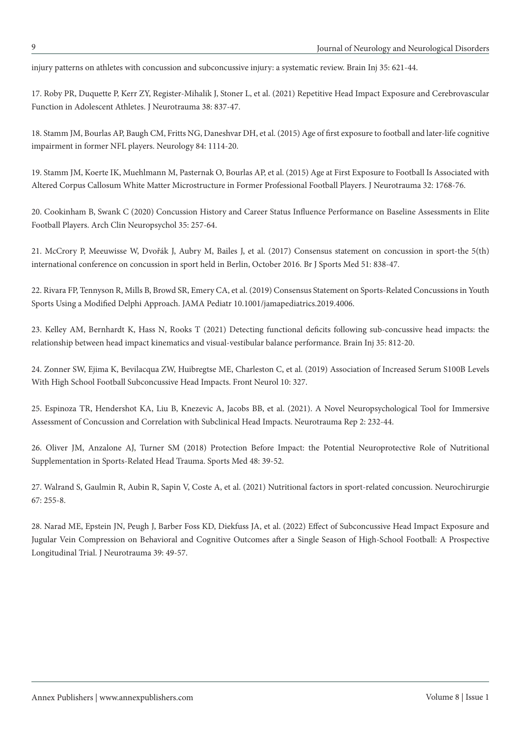injury patterns on athletes with concussion and subconcussive injury: a systematic review. Brain Inj 35: 621-44.

17. Roby PR, Duquette P, Kerr ZY, Register-Mihalik J, Stoner L, et al. (2021) Repetitive Head Impact Exposure and Cerebrovascular Function in Adolescent Athletes. J Neurotrauma 38: 837-47.

18. Stamm JM, Bourlas AP, Baugh CM, Fritts NG, Daneshvar DH, et al. (2015) Age of first exposure to football and later-life cognitive impairment in former NFL players. Neurology 84: 1114-20.

19. Stamm JM, Koerte IK, Muehlmann M, Pasternak O, Bourlas AP, et al. (2015) Age at First Exposure to Football Is Associated with Altered Corpus Callosum White Matter Microstructure in Former Professional Football Players. J Neurotrauma 32: 1768-76.

20. Cookinham B, Swank C (2020) Concussion History and Career Status Influence Performance on Baseline Assessments in Elite Football Players. Arch Clin Neuropsychol 35: 257-64.

21. McCrory P, Meeuwisse W, Dvořák J, Aubry M, Bailes J, et al. (2017) Consensus statement on concussion in sport-the 5(th) international conference on concussion in sport held in Berlin, October 2016. Br J Sports Med 51: 838-47.

22. Rivara FP, Tennyson R, Mills B, Browd SR, Emery CA, et al. (2019) Consensus Statement on Sports-Related Concussions in Youth Sports Using a Modified Delphi Approach. JAMA Pediatr 10.1001/jamapediatrics.2019.4006.

23. Kelley AM, Bernhardt K, Hass N, Rooks T (2021) Detecting functional deficits following sub-concussive head impacts: the relationship between head impact kinematics and visual-vestibular balance performance. Brain Inj 35: 812-20.

24. Zonner SW, Ejima K, Bevilacqua ZW, Huibregtse ME, Charleston C, et al. (2019) Association of Increased Serum S100B Levels With High School Football Subconcussive Head Impacts. Front Neurol 10: 327.

25. Espinoza TR, Hendershot KA, Liu B, Knezevic A, Jacobs BB, et al. (2021). A Novel Neuropsychological Tool for Immersive Assessment of Concussion and Correlation with Subclinical Head Impacts. Neurotrauma Rep 2: 232-44.

26. Oliver JM, Anzalone AJ, Turner SM (2018) Protection Before Impact: the Potential Neuroprotective Role of Nutritional Supplementation in Sports-Related Head Trauma. Sports Med 48: 39-52.

27. Walrand S, Gaulmin R, Aubin R, Sapin V, Coste A, et al. (2021) Nutritional factors in sport-related concussion. Neurochirurgie 67: 255-8.

28. Narad ME, Epstein JN, Peugh J, Barber Foss KD, Diekfuss JA, et al. (2022) Effect of Subconcussive Head Impact Exposure and Jugular Vein Compression on Behavioral and Cognitive Outcomes after a Single Season of High-School Football: A Prospective Longitudinal Trial. J Neurotrauma 39: 49-57.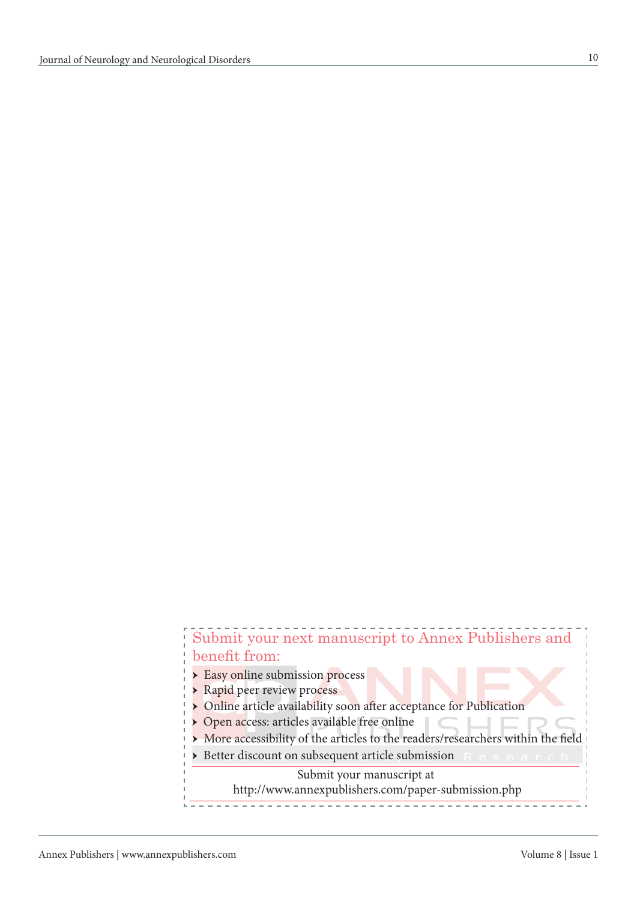Submit your next manuscript to Annex Publishers and benefit from:

- Easy online submission process
- Rapid peer review process
- Online article availability soon after acceptance for Publication
- Open access: articles available free online
- More accessibility of the articles to the readers/researchers within the field
- Better discount on subsequent article submission

Submit your manuscript at
http://www.annexpublishers.com/paper-submission.php